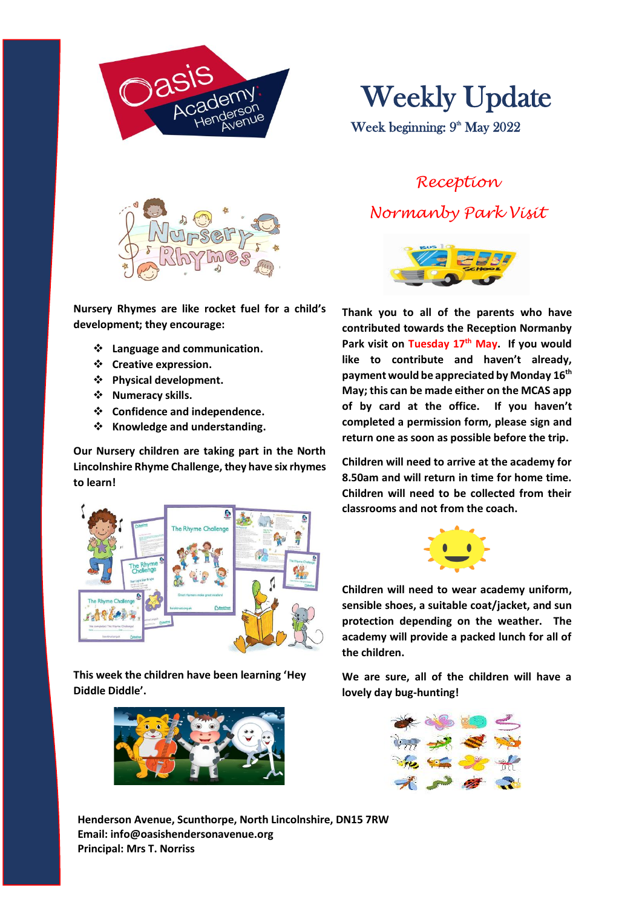# Weekly Update

Week beginning: 9th May 2022

Nursery Rhymes are like rocket fuel for a child's development; they encourage:

- Language and communication.
- Creative expression.
- Physical development.
- Numeracy skills.
- Confidence and independence.
- Knowledge and understanding.

Our Nursery children are taking part in the North Lincolnshire Rhyme Challenge, they have six rhymes to learn!

This week the children have been learning 'Hey Diddle Diddle'.

## *Reception*

## *Normanby Park Visit*

Thank you to all of the parents who have contributed towards the Reception Normanby Park visit on **Tuesday 17th May**. If you would like to contribute and haven't already, payment would be appreciated by Monday 16th May; this can be made either on the MCAS app of by card at the office. If you haven't completed a permission form, please sign and return one as soon as possible before the trip.

Children will need to arrive at the academy for 8.50am and will return in time for home time. Children will need to be collected from their classrooms and not from the coach.

Children will need to wear academy uniform, sensible shoes, a suitable coat/jacket, and sun protection depending on the weather. The academy will provide a packed lunch for all of the children.

We are sure, all of the children will have a lovely day bug-hunting!

**Henderson Avenue, Scunthorpe, North Lincolnshire, DN15 7RW**
**Email: info@oasishendersonavenue.org**
**Principal: Mrs T. Norriss**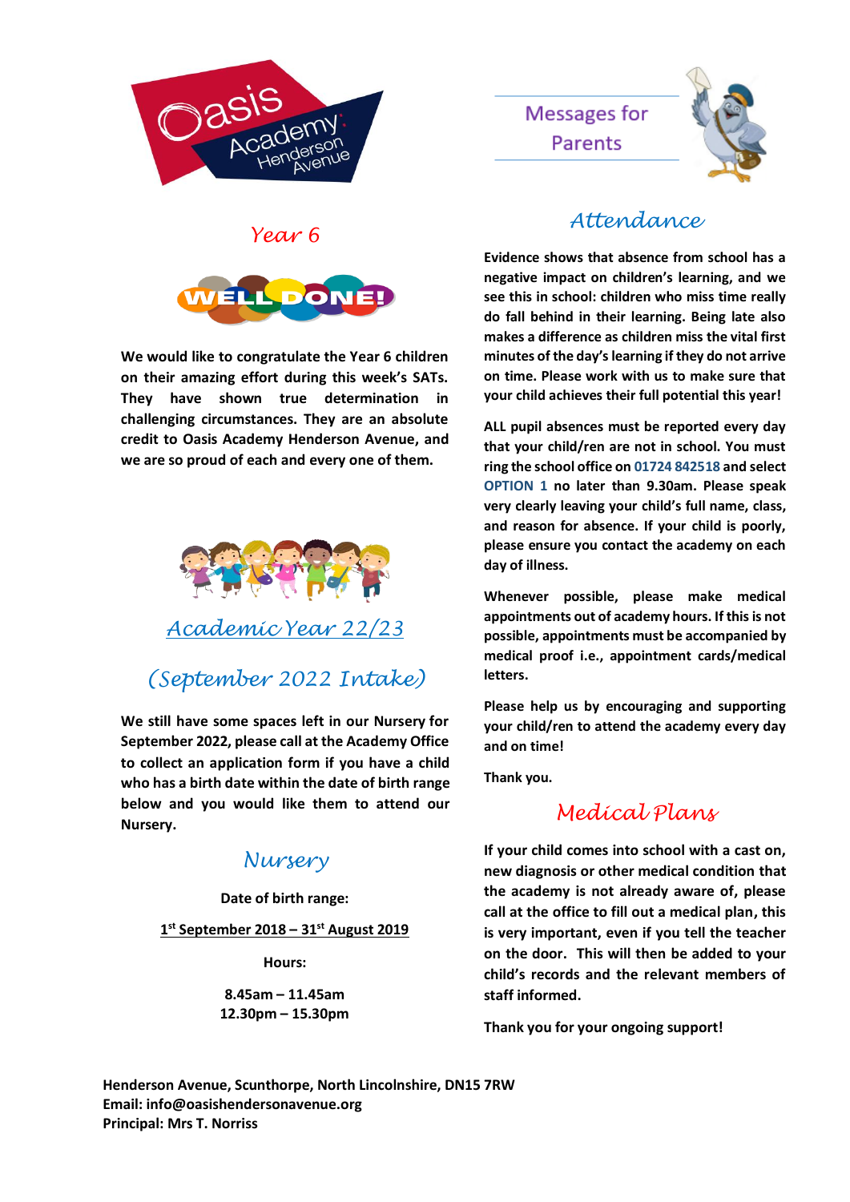Messages for Parents

## Year 6

WELL DONE!

**We would like to congratulate the Year 6 children on their amazing effort during this week's SATs. They have shown true determination in challenging circumstances. They are an absolute credit to Oasis Academy Henderson Avenue, and we are so proud of each and every one of them.**

## Academic Year 22/23

## (September 2022 Intake)

**We still have some spaces left in our Nursery for September 2022, please call at the Academy Office to collect an application form if you have a child who has a birth date within the date of birth range below and you would like them to attend our Nursery.**

### Nursery

**Date of birth range:**

**1st September 2018 – 31st August 2019**

**Hours:**

**8.45am – 11.45am**
**12.30pm – 15.30pm**

## Attendance

**Evidence shows that absence from school has a negative impact on children's learning, and we see this in school: children who miss time really do fall behind in their learning. Being late also makes a difference as children miss the vital first minutes of the day's learning if they do not arrive on time. Please work with us to make sure that your child achieves their full potential this year!**

**ALL pupil absences must be reported every day that your child/ren are not in school. You must ring the school office on 01724 842518 and select OPTION 1 no later than 9.30am. Please speak very clearly leaving your child's full name, class, and reason for absence. If your child is poorly, please ensure you contact the academy on each day of illness.**

**Whenever possible, please make medical appointments out of academy hours. If this is not possible, appointments must be accompanied by medical proof i.e., appointment cards/medical letters.**

**Please help us by encouraging and supporting your child/ren to attend the academy every day and on time!**

**Thank you.**

## Medical Plans

**If your child comes into school with a cast on, new diagnosis or other medical condition that the academy is not already aware of, please call at the office to fill out a medical plan, this is very important, even if you tell the teacher on the door. This will then be added to your child's records and the relevant members of staff informed.**

**Thank you for your ongoing support!**

**Henderson Avenue, Scunthorpe, North Lincolnshire, DN15 7RW**
**Email: info@oasishendersonavenue.org**
**Principal: Mrs T. Norriss**